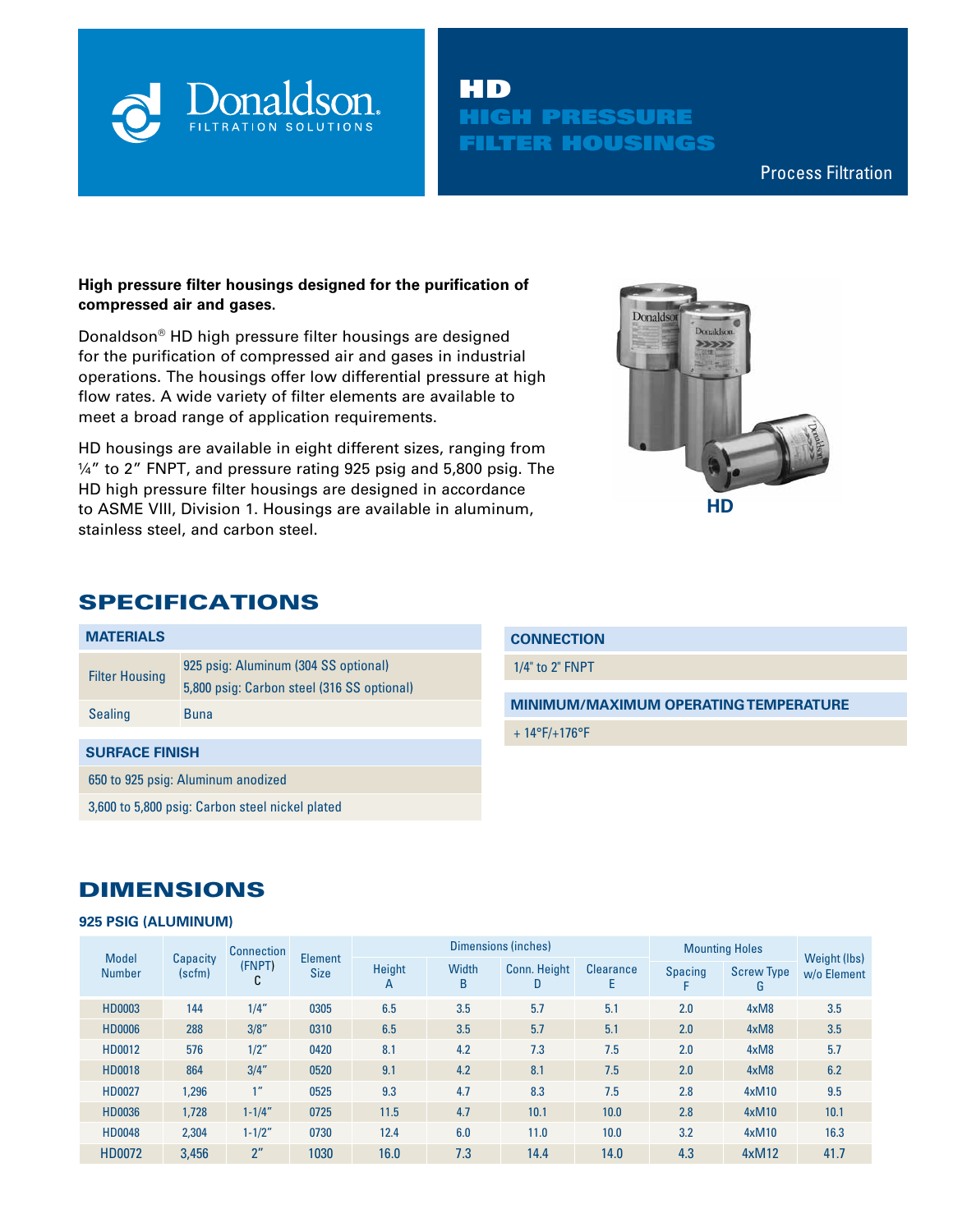Donaldson. FILTRATION SOLUTIONS

# HD HIGH PRESSURE FILTER HOUSINGS

Process Filtration

**High pressure filter housings designed for the purification of compressed air and gases.**

Donaldson® HD high pressure filter housings are designed for the purification of compressed air and gases in industrial operations. The housings offer low differential pressure at high flow rates. A wide variety of filter elements are available to meet a broad range of application requirements.

HD housings are available in eight different sizes, ranging from ¼" to 2" FNPT, and pressure rating 925 psig and 5,800 psig. The HD high pressure filter housings are designed in accordance to ASME VIII, Division 1. Housings are available in aluminum, stainless steel, and carbon steel.

HD

## SPECIFICATIONS

### MATERIALS

| | |
|---|---|
| Filter Housing | 925 psig: Aluminum (304 SS optional)<br>5,800 psig: Carbon steel (316 SS optional) |
| Sealing | Buna |

### SURFACE FINISH

650 to 925 psig: Aluminum anodized

3,600 to 5,800 psig: Carbon steel nickel plated

### CONNECTION

1/4" to 2" FNPT

### MINIMUM/MAXIMUM OPERATING TEMPERATURE

+ 14°F/+176°F

## DIMENSIONS

### 925 PSIG (ALUMINUM)

| Model Number | Capacity (scfm) | Connection (FNPT) C | Element Size | Dimensions (inches) | | | | Mounting Holes | | Weight (lbs) w/o Element |
|---|---|---|---|---|---|---|---|---|---|---|
| | | | | Height A | Width B | Conn. Height D | Clearance E | Spacing F | Screw Type G | |
| HD0003 | 144 | 1/4" | 0305 | 6.5 | 3.5 | 5.7 | 5.1 | 2.0 | 4xM8 | 3.5 |
| HD0006 | 288 | 3/8" | 0310 | 6.5 | 3.5 | 5.7 | 5.1 | 2.0 | 4xM8 | 3.5 |
| HD0012 | 576 | 1/2" | 0420 | 8.1 | 4.2 | 7.3 | 7.5 | 2.0 | 4xM8 | 5.7 |
| HD0018 | 864 | 3/4" | 0520 | 9.1 | 4.2 | 8.1 | 7.5 | 2.0 | 4xM8 | 6.2 |
| HD0027 | 1,296 | 1" | 0525 | 9.3 | 4.7 | 8.3 | 7.5 | 2.8 | 4xM10 | 9.5 |
| HD0036 | 1,728 | 1-1/4" | 0725 | 11.5 | 4.7 | 10.1 | 10.0 | 2.8 | 4xM10 | 10.1 |
| HD0048 | 2,304 | 1-1/2" | 0730 | 12.4 | 6.0 | 11.0 | 10.0 | 3.2 | 4xM10 | 16.3 |
| HD0072 | 3,456 | 2" | 1030 | 16.0 | 7.3 | 14.4 | 14.0 | 4.3 | 4xM12 | 41.7 |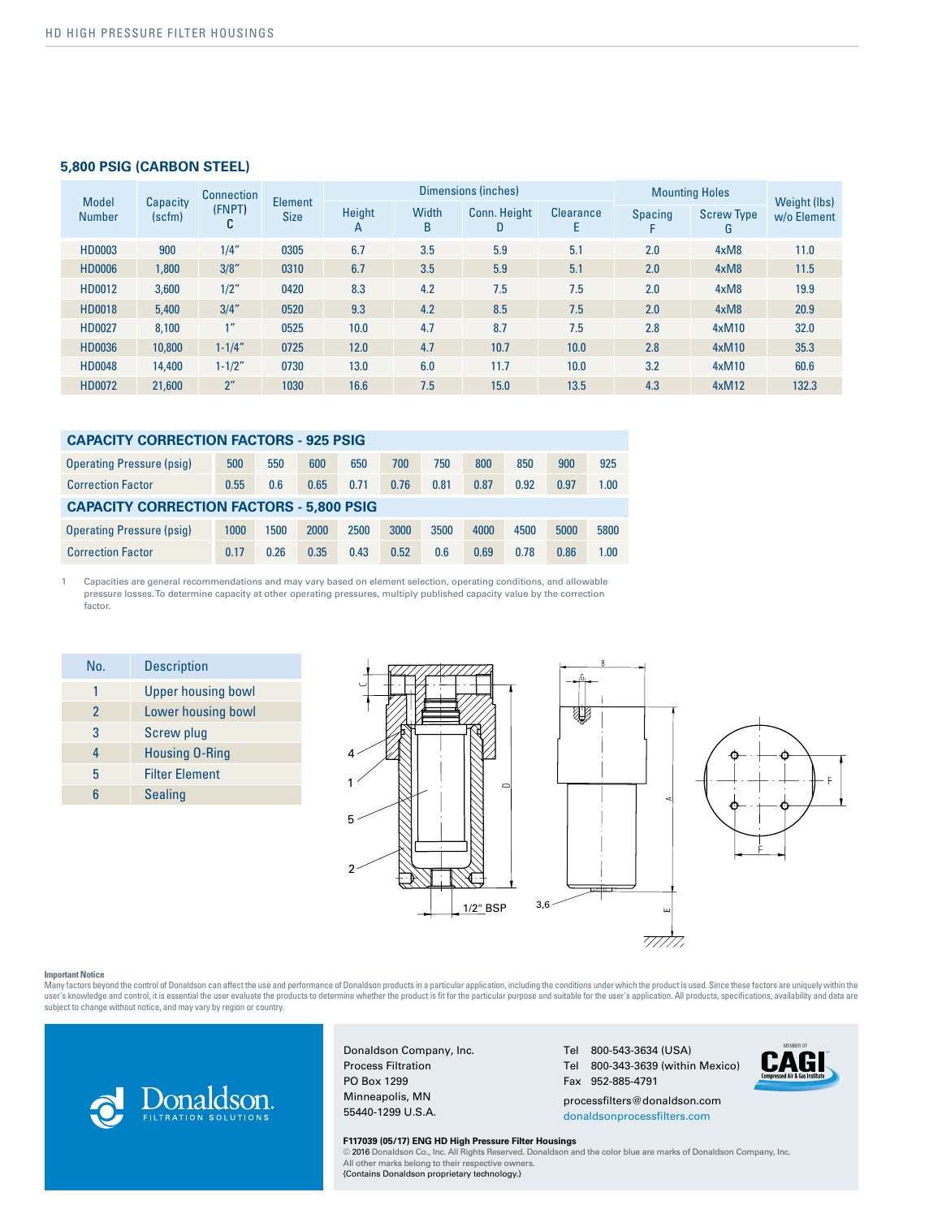## 5,800 PSIG (CARBON STEEL)

| Model Number | Capacity (scfm) | Connection (FNPT) C | Element Size | Dimensions (inches) | | | | Mounting Holes | | Weight (lbs) w/o Element |
|---|---|---|---|---|---|---|---|---|---|---|
| | | | | Height A | Width B | Conn. Height D | Clearance E | Spacing F | Screw Type G | |
| HD0003 | 900 | 1/4" | 0305 | 6.7 | 3.5 | 5.9 | 5.1 | 2.0 | 4xM8 | 11.0 |
| HD0006 | 1,800 | 3/8" | 0310 | 6.7 | 3.5 | 5.9 | 5.1 | 2.0 | 4xM8 | 11.5 |
| HD0012 | 3,600 | 1/2" | 0420 | 8.3 | 4.2 | 7.5 | 7.5 | 2.0 | 4xM8 | 19.9 |
| HD0018 | 5,400 | 3/4" | 0520 | 9.3 | 4.2 | 8.5 | 7.5 | 2.0 | 4xM8 | 20.9 |
| HD0027 | 8,100 | 1" | 0525 | 10.0 | 4.7 | 8.7 | 7.5 | 2.8 | 4xM10 | 32.0 |
| HD0036 | 10,800 | 1-1/4" | 0725 | 12.0 | 4.7 | 10.7 | 10.0 | 2.8 | 4xM10 | 35.3 |
| HD0048 | 14,400 | 1-1/2" | 0730 | 13.0 | 6.0 | 11.7 | 10.0 | 3.2 | 4xM10 | 60.6 |
| HD0072 | 21,600 | 2" | 1030 | 16.6 | 7.5 | 15.0 | 13.5 | 4.3 | 4xM12 | 132.3 |

| CAPACITY CORRECTION FACTORS - 925 PSIG | | | | | | | | | | |
|---|---|---|---|---|---|---|---|---|---|---|
| Operating Pressure (psig) | 500 | 550 | 600 | 650 | 700 | 750 | 800 | 850 | 900 | 925 |
| Correction Factor | 0.55 | 0.6 | 0.65 | 0.71 | 0.76 | 0.81 | 0.87 | 0.92 | 0.97 | 1.00 |
| **CAPACITY CORRECTION FACTORS - 5,800 PSIG** | | | | | | | | | | |
| Operating Pressure (psig) | 1000 | 1500 | 2000 | 2500 | 3000 | 3500 | 4000 | 4500 | 5000 | 5800 |
| Correction Factor | 0.17 | 0.26 | 0.35 | 0.43 | 0.52 | 0.6 | 0.69 | 0.78 | 0.86 | 1.00 |

1 Capacities are general recommendations and may vary based on element selection, operating conditions, and allowable pressure losses. To determine capacity at other operating pressures, multiply published capacity value by the correction factor.

| No. | Description |
|---|---|
| 1 | Upper housing bowl |
| 2 | Lower housing bowl |
| 3 | Screw plug |
| 4 | Housing O-Ring |
| 5 | Filter Element |
| 6 | Sealing |

C
B
G
4
1
5
2
D
A
F
F
1/2" BSP
3,6
E

**Important Notice**
Many factors beyond the control of Donaldson can affect the use and performance of Donaldson products in a particular application, including the conditions under which the product is used. Since these factors are uniquely within the user's knowledge and control, it is essential the user evaluate the products to determine whether the product is fit for the particular purpose and suitable for the user's application. All products, specifications, availability and data are subject to change without notice, and may vary by region or country.

Donaldson. FILTRATION SOLUTIONS

Donaldson Company, Inc.
Process Filtration
PO Box 1299
Minneapolis, MN
55440-1299 U.S.A.

Tel 800-543-3634 (USA)
Tel 800-343-3639 (within Mexico)
Fax 952-885-4791

processfilters@donaldson.com
donaldsonprocessfilters.com

MEMBER OF CAGI Compressed Air & Gas Institute

**F117039 (05/17) ENG HD High Pressure Filter Housings**
© 2016 Donaldson Co., Inc. All Rights Reserved. Donaldson and the color blue are marks of Donaldson Company, Inc.
All other marks belong to their respective owners.
{Contains Donaldson proprietary technology.}